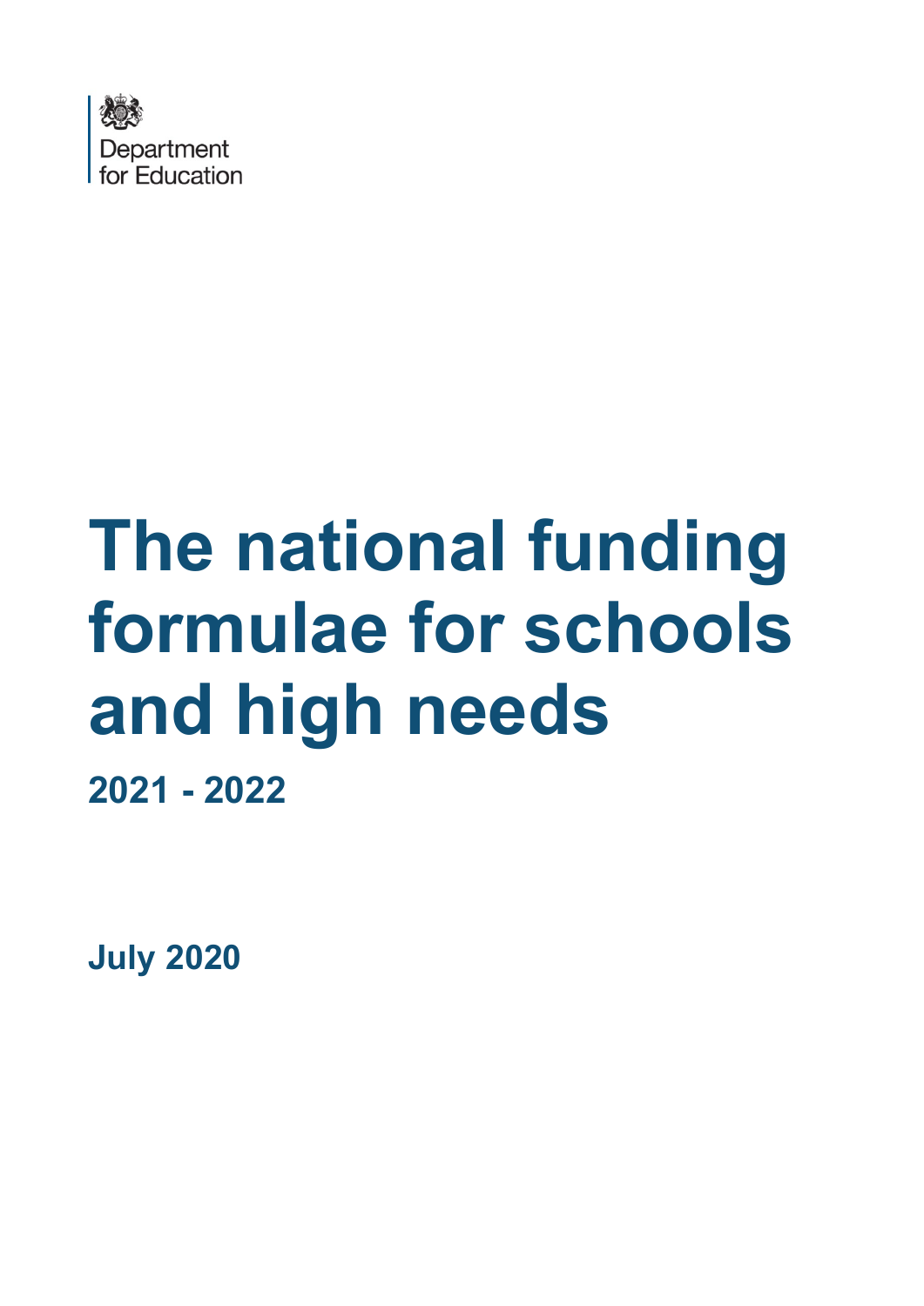Department for Education

# The national funding formulae for schools and high needs

## 2021 - 2022

**July 2020**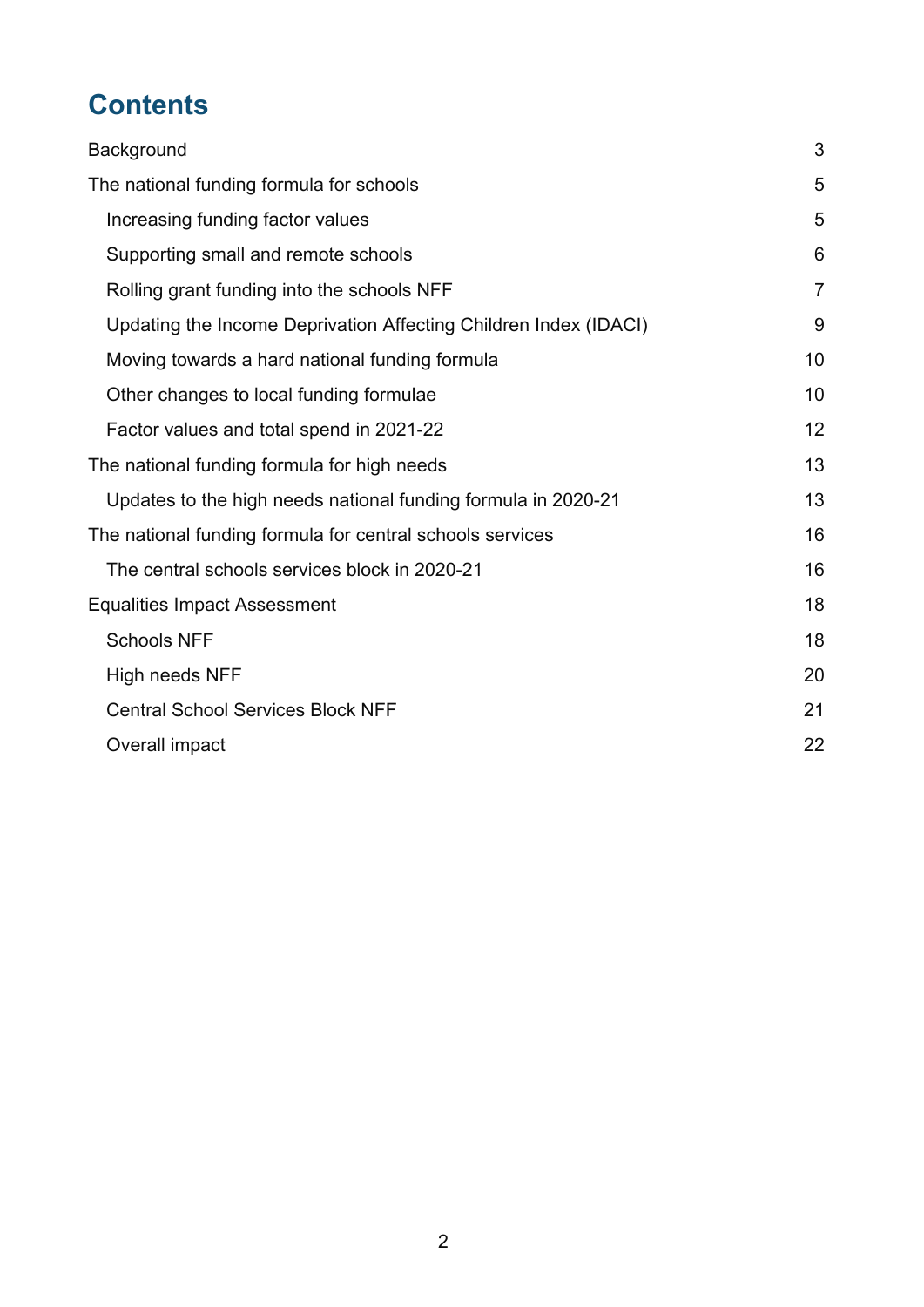# Contents

- Background 3
- The national funding formula for schools 5
  - Increasing funding factor values 5
  - Supporting small and remote schools 6
  - Rolling grant funding into the schools NFF 7
  - Updating the Income Deprivation Affecting Children Index (IDACI) 9
  - Moving towards a hard national funding formula 10
  - Other changes to local funding formulae 10
  - Factor values and total spend in 2021-22 12
- The national funding formula for high needs 13
  - Updates to the high needs national funding formula in 2020-21 13
- The national funding formula for central schools services 16
  - The central schools services block in 2020-21 16
- Equalities Impact Assessment 18
  - Schools NFF 18
  - High needs NFF 20
  - Central School Services Block NFF 21
  - Overall impact 22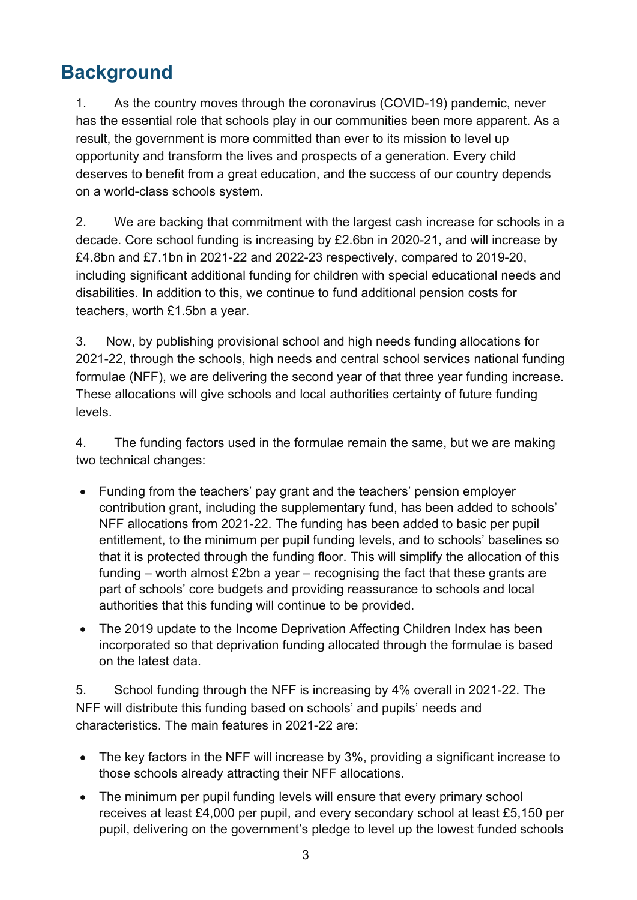## Background

1. As the country moves through the coronavirus (COVID-19) pandemic, never has the essential role that schools play in our communities been more apparent. As a result, the government is more committed than ever to its mission to level up opportunity and transform the lives and prospects of a generation. Every child deserves to benefit from a great education, and the success of our country depends on a world-class schools system.

2. We are backing that commitment with the largest cash increase for schools in a decade. Core school funding is increasing by £2.6bn in 2020-21, and will increase by £4.8bn and £7.1bn in 2021-22 and 2022-23 respectively, compared to 2019-20, including significant additional funding for children with special educational needs and disabilities. In addition to this, we continue to fund additional pension costs for teachers, worth £1.5bn a year.

3. Now, by publishing provisional school and high needs funding allocations for 2021-22, through the schools, high needs and central school services national funding formulae (NFF), we are delivering the second year of that three year funding increase. These allocations will give schools and local authorities certainty of future funding levels.

4. The funding factors used in the formulae remain the same, but we are making two technical changes:

- Funding from the teachers' pay grant and the teachers' pension employer contribution grant, including the supplementary fund, has been added to schools' NFF allocations from 2021-22. The funding has been added to basic per pupil entitlement, to the minimum per pupil funding levels, and to schools' baselines so that it is protected through the funding floor. This will simplify the allocation of this funding – worth almost £2bn a year – recognising the fact that these grants are part of schools' core budgets and providing reassurance to schools and local authorities that this funding will continue to be provided.
- The 2019 update to the Income Deprivation Affecting Children Index has been incorporated so that deprivation funding allocated through the formulae is based on the latest data.

5. School funding through the NFF is increasing by 4% overall in 2021-22. The NFF will distribute this funding based on schools' and pupils' needs and characteristics. The main features in 2021-22 are:

- The key factors in the NFF will increase by 3%, providing a significant increase to those schools already attracting their NFF allocations.
- The minimum per pupil funding levels will ensure that every primary school receives at least £4,000 per pupil, and every secondary school at least £5,150 per pupil, delivering on the government's pledge to level up the lowest funded schools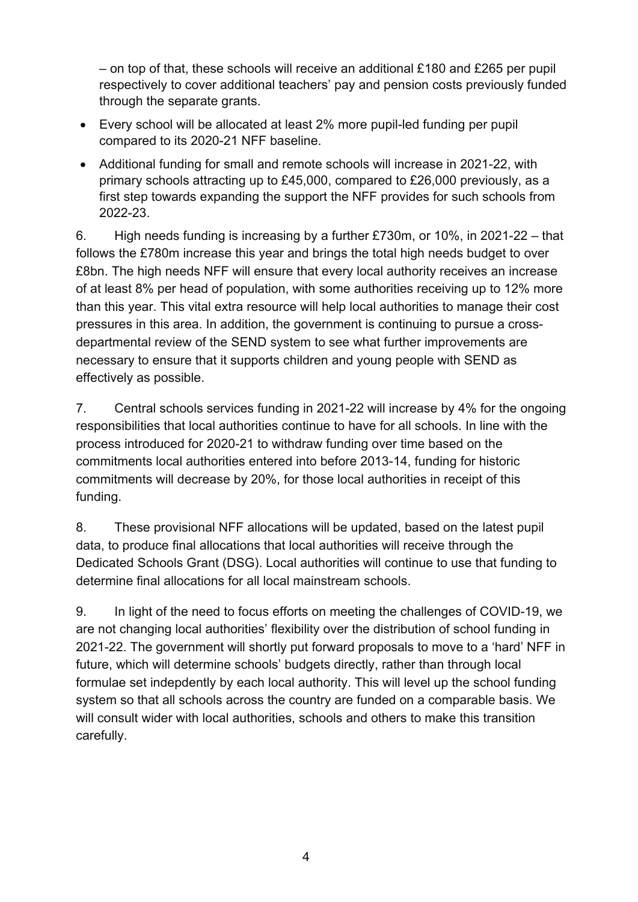– on top of that, these schools will receive an additional £180 and £265 per pupil respectively to cover additional teachers' pay and pension costs previously funded through the separate grants.

- Every school will be allocated at least 2% more pupil-led funding per pupil compared to its 2020-21 NFF baseline.
- Additional funding for small and remote schools will increase in 2021-22, with primary schools attracting up to £45,000, compared to £26,000 previously, as a first step towards expanding the support the NFF provides for such schools from 2022-23.

6. High needs funding is increasing by a further £730m, or 10%, in 2021-22 – that follows the £780m increase this year and brings the total high needs budget to over £8bn. The high needs NFF will ensure that every local authority receives an increase of at least 8% per head of population, with some authorities receiving up to 12% more than this year. This vital extra resource will help local authorities to manage their cost pressures in this area. In addition, the government is continuing to pursue a cross-departmental review of the SEND system to see what further improvements are necessary to ensure that it supports children and young people with SEND as effectively as possible.

7. Central schools services funding in 2021-22 will increase by 4% for the ongoing responsibilities that local authorities continue to have for all schools. In line with the process introduced for 2020-21 to withdraw funding over time based on the commitments local authorities entered into before 2013-14, funding for historic commitments will decrease by 20%, for those local authorities in receipt of this funding.

8. These provisional NFF allocations will be updated, based on the latest pupil data, to produce final allocations that local authorities will receive through the Dedicated Schools Grant (DSG). Local authorities will continue to use that funding to determine final allocations for all local mainstream schools.

9. In light of the need to focus efforts on meeting the challenges of COVID-19, we are not changing local authorities' flexibility over the distribution of school funding in 2021-22. The government will shortly put forward proposals to move to a 'hard' NFF in future, which will determine schools' budgets directly, rather than through local formulae set indepdently by each local authority. This will level up the school funding system so that all schools across the country are funded on a comparable basis. We will consult wider with local authorities, schools and others to make this transition carefully.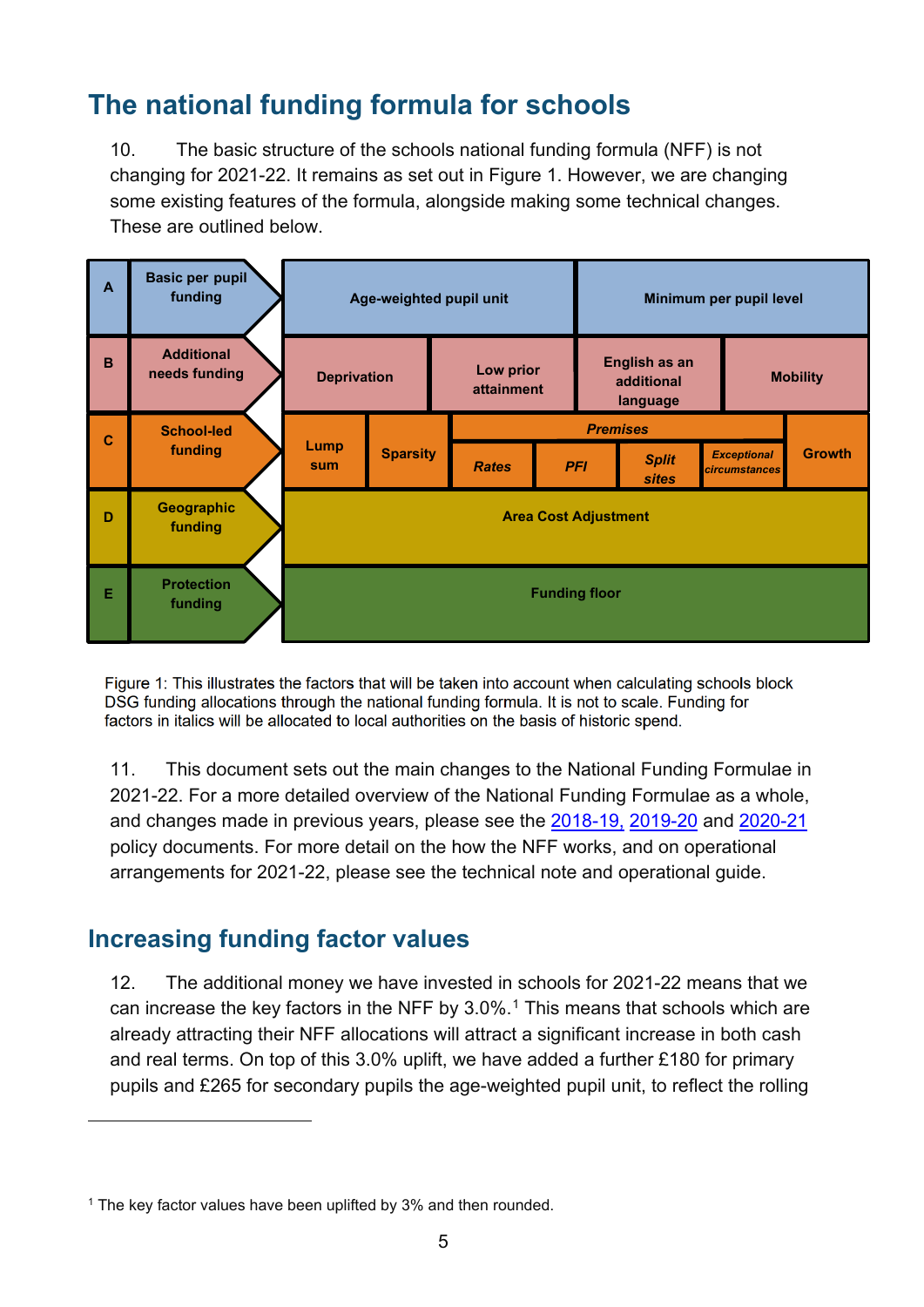# The national funding formula for schools

10. The basic structure of the schools national funding formula (NFF) is not changing for 2021-22. It remains as set out in Figure 1. However, we are changing some existing features of the formula, alongside making some technical changes. These are outlined below.

| | | | | | | | | | |
|---|---|---|---|---|---|---|---|---|---|
| A | Basic per pupil funding | Age-weighted pupil unit | | | | Minimum per pupil level | | | |
| B | Additional needs funding | Deprivation | | Low prior attainment | | English as an additional language | | Mobility | |
| C | School-led funding | Lump sum | Sparsity | *Premises*: *Rates* | *PFI* | *Split sites* | *Exceptional circumstances* | Growth | |
| D | Geographic funding | Area Cost Adjustment | | | | | | | |
| E | Protection funding | Funding floor | | | | | | | |

Figure 1: This illustrates the factors that will be taken into account when calculating schools block DSG funding allocations through the national funding formula. It is not to scale. Funding for factors in italics will be allocated to local authorities on the basis of historic spend.

11. This document sets out the main changes to the National Funding Formulae in 2021-22. For a more detailed overview of the National Funding Formulae as a whole, and changes made in previous years, please see the 2018-19, 2019-20 and 2020-21 policy documents. For more detail on the how the NFF works, and on operational arrangements for 2021-22, please see the technical note and operational guide.

## Increasing funding factor values

12. The additional money we have invested in schools for 2021-22 means that we can increase the key factors in the NFF by 3.0%.[1] This means that schools which are already attracting their NFF allocations will attract a significant increase in both cash and real terms. On top of this 3.0% uplift, we have added a further £180 for primary pupils and £265 for secondary pupils the age-weighted pupil unit, to reflect the rolling

[1] The key factor values have been uplifted by 3% and then rounded.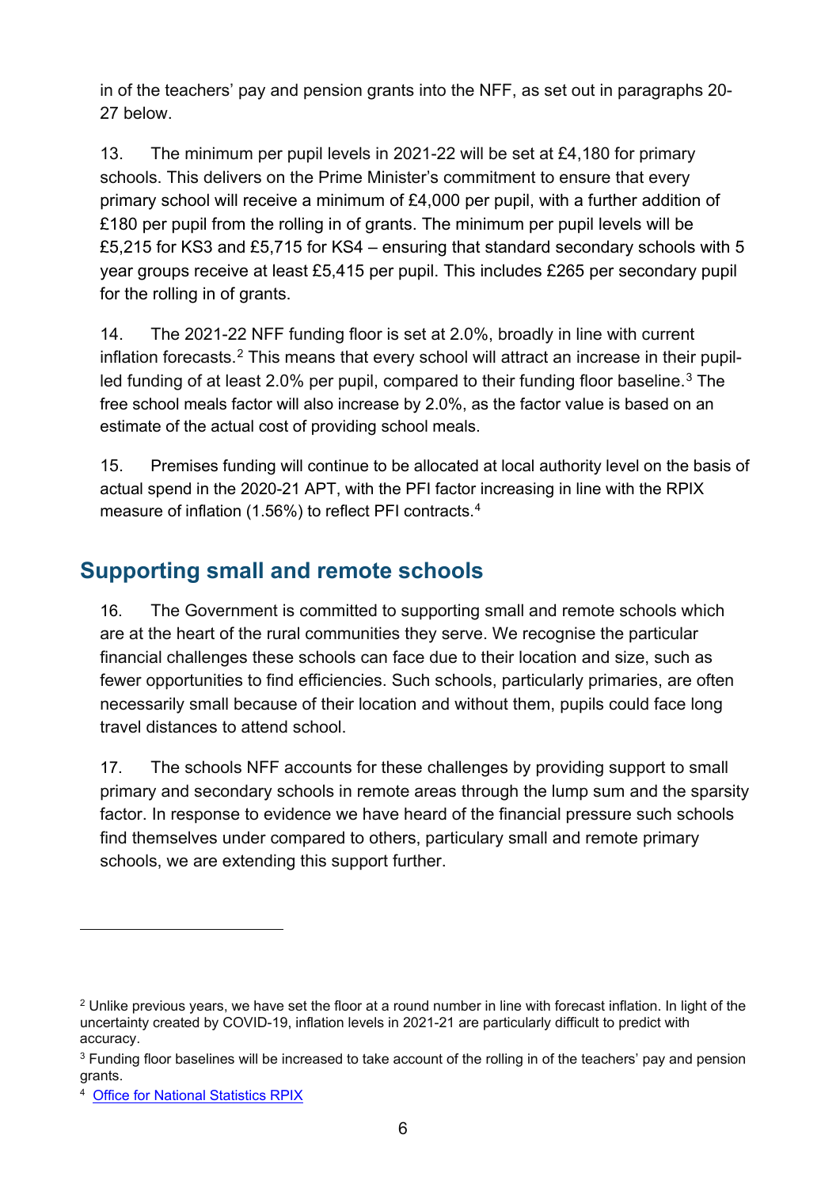in of the teachers' pay and pension grants into the NFF, as set out in paragraphs 20-27 below.

13. The minimum per pupil levels in 2021-22 will be set at £4,180 for primary schools. This delivers on the Prime Minister's commitment to ensure that every primary school will receive a minimum of £4,000 per pupil, with a further addition of £180 per pupil from the rolling in of grants. The minimum per pupil levels will be £5,215 for KS3 and £5,715 for KS4 – ensuring that standard secondary schools with 5 year groups receive at least £5,415 per pupil. This includes £265 per secondary pupil for the rolling in of grants.

14. The 2021-22 NFF funding floor is set at 2.0%, broadly in line with current inflation forecasts.[2] This means that every school will attract an increase in their pupil-led funding of at least 2.0% per pupil, compared to their funding floor baseline.[3] The free school meals factor will also increase by 2.0%, as the factor value is based on an estimate of the actual cost of providing school meals.

15. Premises funding will continue to be allocated at local authority level on the basis of actual spend in the 2020-21 APT, with the PFI factor increasing in line with the RPIX measure of inflation (1.56%) to reflect PFI contracts.[4]

## Supporting small and remote schools

16. The Government is committed to supporting small and remote schools which are at the heart of the rural communities they serve. We recognise the particular financial challenges these schools can face due to their location and size, such as fewer opportunities to find efficiencies. Such schools, particularly primaries, are often necessarily small because of their location and without them, pupils could face long travel distances to attend school.

17. The schools NFF accounts for these challenges by providing support to small primary and secondary schools in remote areas through the lump sum and the sparsity factor. In response to evidence we have heard of the financial pressure such schools find themselves under compared to others, particulary small and remote primary schools, we are extending this support further.

---

[2] Unlike previous years, we have set the floor at a round number in line with forecast inflation. In light of the uncertainty created by COVID-19, inflation levels in 2021-21 are particularly difficult to predict with accuracy.

[3] Funding floor baselines will be increased to take account of the rolling in of the teachers' pay and pension grants.

[4] Office for National Statistics RPIX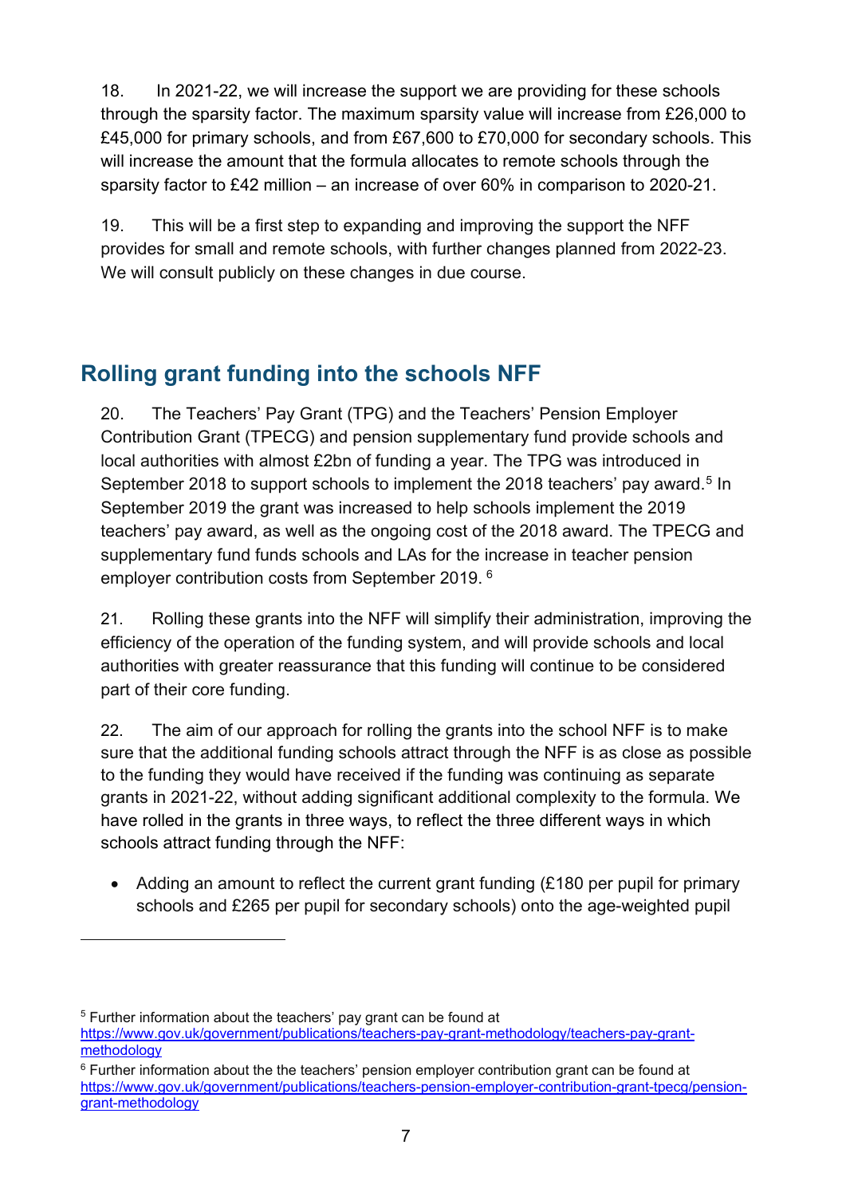18. In 2021-22, we will increase the support we are providing for these schools through the sparsity factor. The maximum sparsity value will increase from £26,000 to £45,000 for primary schools, and from £67,600 to £70,000 for secondary schools. This will increase the amount that the formula allocates to remote schools through the sparsity factor to £42 million – an increase of over 60% in comparison to 2020-21.

19. This will be a first step to expanding and improving the support the NFF provides for small and remote schools, with further changes planned from 2022-23. We will consult publicly on these changes in due course.

## Rolling grant funding into the schools NFF

20. The Teachers' Pay Grant (TPG) and the Teachers' Pension Employer Contribution Grant (TPECG) and pension supplementary fund provide schools and local authorities with almost £2bn of funding a year. The TPG was introduced in September 2018 to support schools to implement the 2018 teachers' pay award.[5] In September 2019 the grant was increased to help schools implement the 2019 teachers' pay award, as well as the ongoing cost of the 2018 award. The TPECG and supplementary fund funds schools and LAs for the increase in teacher pension employer contribution costs from September 2019.[6]

21. Rolling these grants into the NFF will simplify their administration, improving the efficiency of the operation of the funding system, and will provide schools and local authorities with greater reassurance that this funding will continue to be considered part of their core funding.

22. The aim of our approach for rolling the grants into the school NFF is to make sure that the additional funding schools attract through the NFF is as close as possible to the funding they would have received if the funding was continuing as separate grants in 2021-22, without adding significant additional complexity to the formula. We have rolled in the grants in three ways, to reflect the three different ways in which schools attract funding through the NFF:

- Adding an amount to reflect the current grant funding (£180 per pupil for primary schools and £265 per pupil for secondary schools) onto the age-weighted pupil

[5] Further information about the teachers' pay grant can be found at https://www.gov.uk/government/publications/teachers-pay-grant-methodology/teachers-pay-grant-methodology

[6] Further information about the the teachers' pension employer contribution grant can be found at https://www.gov.uk/government/publications/teachers-pension-employer-contribution-grant-tpecg/pension-grant-methodology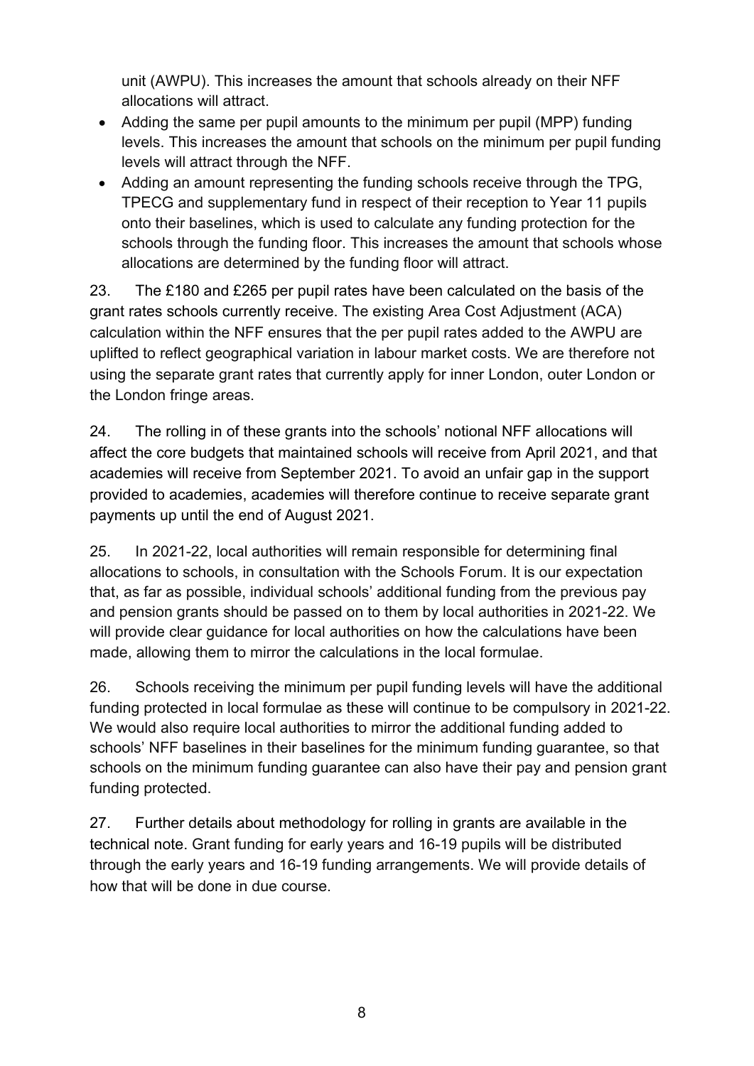unit (AWPU). This increases the amount that schools already on their NFF allocations will attract.

- Adding the same per pupil amounts to the minimum per pupil (MPP) funding levels. This increases the amount that schools on the minimum per pupil funding levels will attract through the NFF.
- Adding an amount representing the funding schools receive through the TPG, TPECG and supplementary fund in respect of their reception to Year 11 pupils onto their baselines, which is used to calculate any funding protection for the schools through the funding floor. This increases the amount that schools whose allocations are determined by the funding floor will attract.

23. The £180 and £265 per pupil rates have been calculated on the basis of the grant rates schools currently receive. The existing Area Cost Adjustment (ACA) calculation within the NFF ensures that the per pupil rates added to the AWPU are uplifted to reflect geographical variation in labour market costs. We are therefore not using the separate grant rates that currently apply for inner London, outer London or the London fringe areas.

24. The rolling in of these grants into the schools' notional NFF allocations will affect the core budgets that maintained schools will receive from April 2021, and that academies will receive from September 2021. To avoid an unfair gap in the support provided to academies, academies will therefore continue to receive separate grant payments up until the end of August 2021.

25. In 2021-22, local authorities will remain responsible for determining final allocations to schools, in consultation with the Schools Forum. It is our expectation that, as far as possible, individual schools' additional funding from the previous pay and pension grants should be passed on to them by local authorities in 2021-22. We will provide clear guidance for local authorities on how the calculations have been made, allowing them to mirror the calculations in the local formulae.

26. Schools receiving the minimum per pupil funding levels will have the additional funding protected in local formulae as these will continue to be compulsory in 2021-22. We would also require local authorities to mirror the additional funding added to schools' NFF baselines in their baselines for the minimum funding guarantee, so that schools on the minimum funding guarantee can also have their pay and pension grant funding protected.

27. Further details about methodology for rolling in grants are available in the technical note. Grant funding for early years and 16-19 pupils will be distributed through the early years and 16-19 funding arrangements. We will provide details of how that will be done in due course.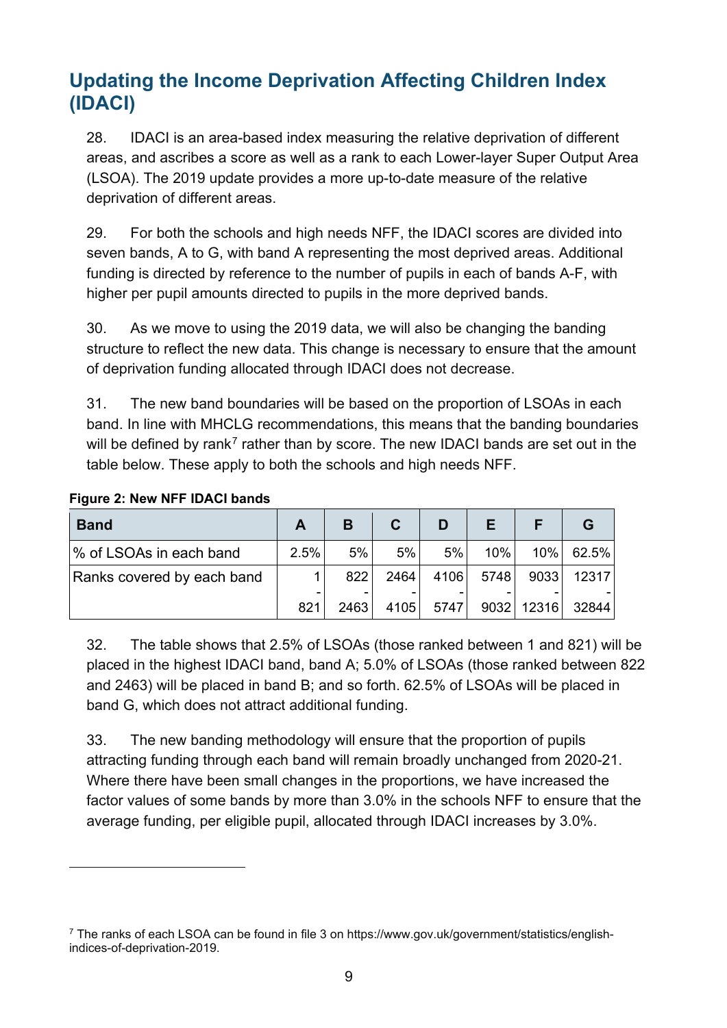## Updating the Income Deprivation Affecting Children Index (IDACI)

28. IDACI is an area-based index measuring the relative deprivation of different areas, and ascribes a score as well as a rank to each Lower-layer Super Output Area (LSOA). The 2019 update provides a more up-to-date measure of the relative deprivation of different areas.

29. For both the schools and high needs NFF, the IDACI scores are divided into seven bands, A to G, with band A representing the most deprived areas. Additional funding is directed by reference to the number of pupils in each of bands A-F, with higher per pupil amounts directed to pupils in the more deprived bands.

30. As we move to using the 2019 data, we will also be changing the banding structure to reflect the new data. This change is necessary to ensure that the amount of deprivation funding allocated through IDACI does not decrease.

31. The new band boundaries will be based on the proportion of LSOAs in each band. In line with MHCLG recommendations, this means that the banding boundaries will be defined by rank[7] rather than by score. The new IDACI bands are set out in the table below. These apply to both the schools and high needs NFF.

**Figure 2: New NFF IDACI bands**

| Band | A | B | C | D | E | F | G |
|---|---|---|---|---|---|---|---|
| % of LSOAs in each band | 2.5% | 5% | 5% | 5% | 10% | 10% | 62.5% |
| Ranks covered by each band | 1 - 821 | 822 - 2463 | 2464 - 4105 | 4106 - 5747 | 5748 - 9032 | 9033 - 12316 | 12317 - 32844 |

32. The table shows that 2.5% of LSOAs (those ranked between 1 and 821) will be placed in the highest IDACI band, band A; 5.0% of LSOAs (those ranked between 822 and 2463) will be placed in band B; and so forth. 62.5% of LSOAs will be placed in band G, which does not attract additional funding.

33. The new banding methodology will ensure that the proportion of pupils attracting funding through each band will remain broadly unchanged from 2020-21. Where there have been small changes in the proportions, we have increased the factor values of some bands by more than 3.0% in the schools NFF to ensure that the average funding, per eligible pupil, allocated through IDACI increases by 3.0%.

---

[7] The ranks of each LSOA can be found in file 3 on https://www.gov.uk/government/statistics/english-indices-of-deprivation-2019.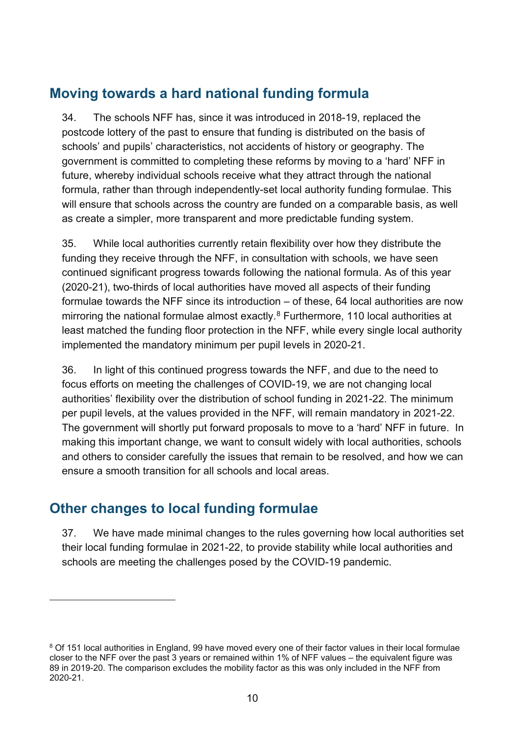## Moving towards a hard national funding formula

34. The schools NFF has, since it was introduced in 2018-19, replaced the postcode lottery of the past to ensure that funding is distributed on the basis of schools' and pupils' characteristics, not accidents of history or geography. The government is committed to completing these reforms by moving to a 'hard' NFF in future, whereby individual schools receive what they attract through the national formula, rather than through independently-set local authority funding formulae. This will ensure that schools across the country are funded on a comparable basis, as well as create a simpler, more transparent and more predictable funding system.

35. While local authorities currently retain flexibility over how they distribute the funding they receive through the NFF, in consultation with schools, we have seen continued significant progress towards following the national formula. As of this year (2020-21), two-thirds of local authorities have moved all aspects of their funding formulae towards the NFF since its introduction – of these, 64 local authorities are now mirroring the national formulae almost exactly.[8] Furthermore, 110 local authorities at least matched the funding floor protection in the NFF, while every single local authority implemented the mandatory minimum per pupil levels in 2020-21.

36. In light of this continued progress towards the NFF, and due to the need to focus efforts on meeting the challenges of COVID-19, we are not changing local authorities' flexibility over the distribution of school funding in 2021-22. The minimum per pupil levels, at the values provided in the NFF, will remain mandatory in 2021-22. The government will shortly put forward proposals to move to a 'hard' NFF in future. In making this important change, we want to consult widely with local authorities, schools and others to consider carefully the issues that remain to be resolved, and how we can ensure a smooth transition for all schools and local areas.

## Other changes to local funding formulae

37. We have made minimal changes to the rules governing how local authorities set their local funding formulae in 2021-22, to provide stability while local authorities and schools are meeting the challenges posed by the COVID-19 pandemic.

---

[8] Of 151 local authorities in England, 99 have moved every one of their factor values in their local formulae closer to the NFF over the past 3 years or remained within 1% of NFF values – the equivalent figure was 89 in 2019-20. The comparison excludes the mobility factor as this was only included in the NFF from 2020-21.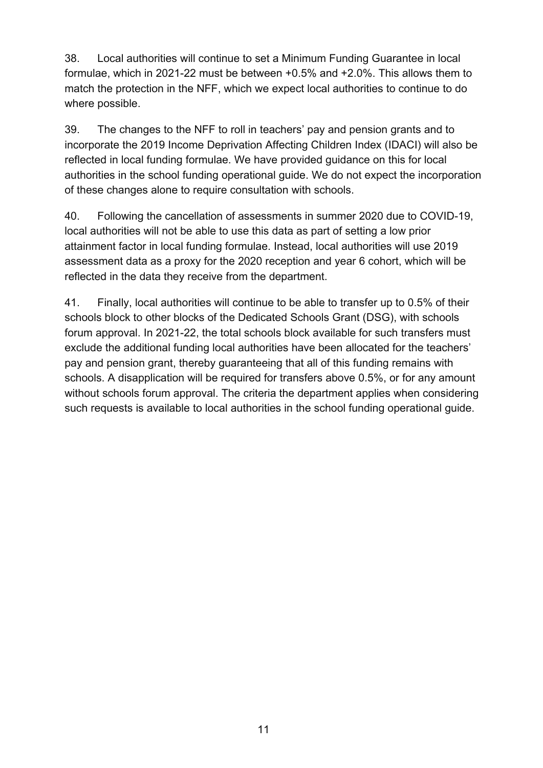38. Local authorities will continue to set a Minimum Funding Guarantee in local formulae, which in 2021-22 must be between +0.5% and +2.0%. This allows them to match the protection in the NFF, which we expect local authorities to continue to do where possible.

39. The changes to the NFF to roll in teachers' pay and pension grants and to incorporate the 2019 Income Deprivation Affecting Children Index (IDACI) will also be reflected in local funding formulae. We have provided guidance on this for local authorities in the school funding operational guide. We do not expect the incorporation of these changes alone to require consultation with schools.

40. Following the cancellation of assessments in summer 2020 due to COVID-19, local authorities will not be able to use this data as part of setting a low prior attainment factor in local funding formulae. Instead, local authorities will use 2019 assessment data as a proxy for the 2020 reception and year 6 cohort, which will be reflected in the data they receive from the department.

41. Finally, local authorities will continue to be able to transfer up to 0.5% of their schools block to other blocks of the Dedicated Schools Grant (DSG), with schools forum approval. In 2021-22, the total schools block available for such transfers must exclude the additional funding local authorities have been allocated for the teachers' pay and pension grant, thereby guaranteeing that all of this funding remains with schools. A disapplication will be required for transfers above 0.5%, or for any amount without schools forum approval. The criteria the department applies when considering such requests is available to local authorities in the school funding operational guide.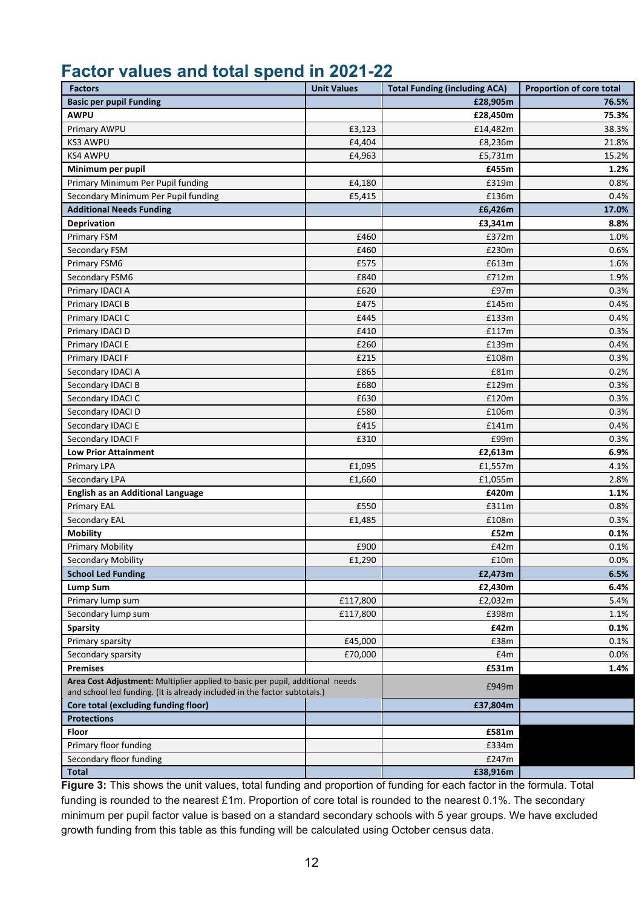## Factor values and total spend in 2021-22

| Factors | Unit Values | Total Funding (including ACA) | Proportion of core total |
|---|---|---|---|
| **Basic per pupil Funding** | | **£28,905m** | **76.5%** |
| **AWPU** | | **£28,450m** | **75.3%** |
| Primary AWPU | £3,123 | £14,482m | 38.3% |
| KS3 AWPU | £4,404 | £8,236m | 21.8% |
| KS4 AWPU | £4,963 | £5,731m | 15.2% |
| **Minimum per pupil** | | **£455m** | **1.2%** |
| Primary Minimum Per Pupil funding | £4,180 | £319m | 0.8% |
| Secondary Minimum Per Pupil funding | £5,415 | £136m | 0.4% |
| **Additional Needs Funding** | | **£6,426m** | **17.0%** |
| **Deprivation** | | **£3,341m** | **8.8%** |
| Primary FSM | £460 | £372m | 1.0% |
| Secondary FSM | £460 | £230m | 0.6% |
| Primary FSM6 | £575 | £613m | 1.6% |
| Secondary FSM6 | £840 | £712m | 1.9% |
| Primary IDACI A | £620 | £97m | 0.3% |
| Primary IDACI B | £475 | £145m | 0.4% |
| Primary IDACI C | £445 | £133m | 0.4% |
| Primary IDACI D | £410 | £117m | 0.3% |
| Primary IDACI E | £260 | £139m | 0.4% |
| Primary IDACI F | £215 | £108m | 0.3% |
| Secondary IDACI A | £865 | £81m | 0.2% |
| Secondary IDACI B | £680 | £129m | 0.3% |
| Secondary IDACI C | £630 | £120m | 0.3% |
| Secondary IDACI D | £580 | £106m | 0.3% |
| Secondary IDACI E | £415 | £141m | 0.4% |
| Secondary IDACI F | £310 | £99m | 0.3% |
| **Low Prior Attainment** | | **£2,613m** | **6.9%** |
| Primary LPA | £1,095 | £1,557m | 4.1% |
| Secondary LPA | £1,660 | £1,055m | 2.8% |
| **English as an Additional Language** | | **£420m** | **1.1%** |
| Primary EAL | £550 | £311m | 0.8% |
| Secondary EAL | £1,485 | £108m | 0.3% |
| **Mobility** | | **£52m** | **0.1%** |
| Primary Mobility | £900 | £42m | 0.1% |
| Secondary Mobility | £1,290 | £10m | 0.0% |
| **School Led Funding** | | **£2,473m** | **6.5%** |
| **Lump Sum** | | **£2,430m** | **6.4%** |
| Primary lump sum | £117,800 | £2,032m | 5.4% |
| Secondary lump sum | £117,800 | £398m | 1.1% |
| **Sparsity** | | **£42m** | **0.1%** |
| Primary sparsity | £45,000 | £38m | 0.1% |
| Secondary sparsity | £70,000 | £4m | 0.0% |
| **Premises** | | **£531m** | **1.4%** |
| **Area Cost Adjustment:** Multiplier applied to basic per pupil, additional needs and school led funding. (It is already included in the factor subtotals.) | | £949m | |
| **Core total (excluding funding floor)** | | **£37,804m** | |
| **Protections** | | | |
| **Floor** | | **£581m** | |
| Primary floor funding | | £334m | |
| Secondary floor funding | | £247m | |
| **Total** | | **£38,916m** | |

**Figure 3:** This shows the unit values, total funding and proportion of funding for each factor in the formula. Total funding is rounded to the nearest £1m. Proportion of core total is rounded to the nearest 0.1%. The secondary minimum per pupil factor value is based on a standard secondary schools with 5 year groups. We have excluded growth funding from this table as this funding will be calculated using October census data.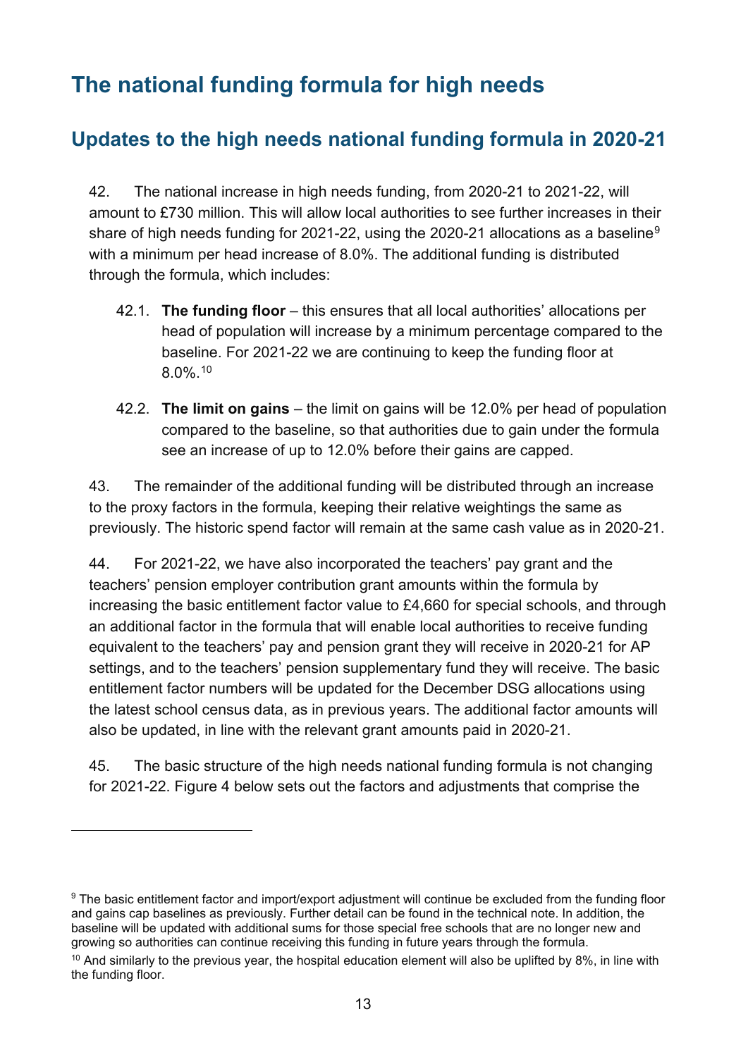# The national funding formula for high needs

## Updates to the high needs national funding formula in 2020-21

42. The national increase in high needs funding, from 2020-21 to 2021-22, will amount to £730 million. This will allow local authorities to see further increases in their share of high needs funding for 2021-22, using the 2020-21 allocations as a baseline[9] with a minimum per head increase of 8.0%. The additional funding is distributed through the formula, which includes:

   42.1. **The funding floor** – this ensures that all local authorities' allocations per head of population will increase by a minimum percentage compared to the baseline. For 2021-22 we are continuing to keep the funding floor at 8.0%.[10]

   42.2. **The limit on gains** – the limit on gains will be 12.0% per head of population compared to the baseline, so that authorities due to gain under the formula see an increase of up to 12.0% before their gains are capped.

43. The remainder of the additional funding will be distributed through an increase to the proxy factors in the formula, keeping their relative weightings the same as previously. The historic spend factor will remain at the same cash value as in 2020-21.

44. For 2021-22, we have also incorporated the teachers' pay grant and the teachers' pension employer contribution grant amounts within the formula by increasing the basic entitlement factor value to £4,660 for special schools, and through an additional factor in the formula that will enable local authorities to receive funding equivalent to the teachers' pay and pension grant they will receive in 2020-21 for AP settings, and to the teachers' pension supplementary fund they will receive. The basic entitlement factor numbers will be updated for the December DSG allocations using the latest school census data, as in previous years. The additional factor amounts will also be updated, in line with the relevant grant amounts paid in 2020-21.

45. The basic structure of the high needs national funding formula is not changing for 2021-22. Figure 4 below sets out the factors and adjustments that comprise the

---

[9] The basic entitlement factor and import/export adjustment will continue be excluded from the funding floor and gains cap baselines as previously. Further detail can be found in the technical note. In addition, the baseline will be updated with additional sums for those special free schools that are no longer new and growing so authorities can continue receiving this funding in future years through the formula.

[10] And similarly to the previous year, the hospital education element will also be uplifted by 8%, in line with the funding floor.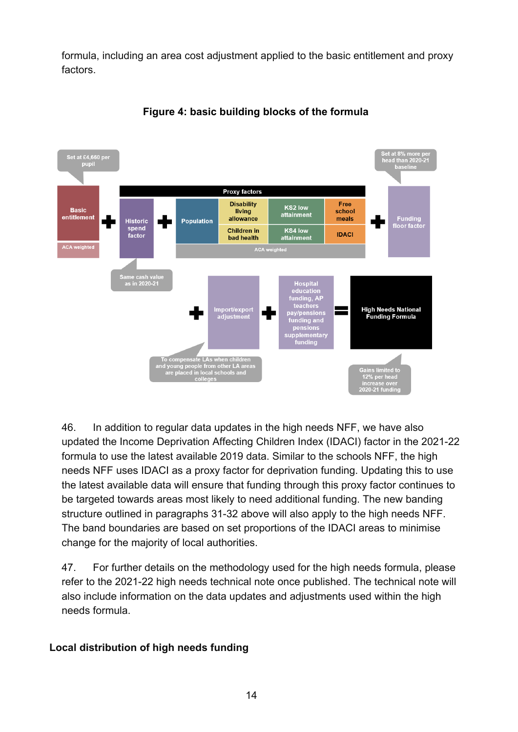formula, including an area cost adjustment applied to the basic entitlement and proxy factors.

**Figure 4: basic building blocks of the formula**

Set at £4,660 per pupil

Basic entitlement (ACA weighted) + Historic spend factor (Same cash value as in 2020-21) + Proxy factors: Population, Disability living allowance, Children in bad health, KS2 low attainment, KS4 low attainment, Free school meals, IDACI (ACA weighted) + Funding floor factor (Set at 8% more per head than 2020-21 baseline)

+ Import/export adjustment (To compensate LAs when children and young people from other LA areas are placed in local schools and colleges) + Hospital education funding, AP teachers pay/pensions funding and pensions supplementary funding = High Needs National Funding Formula (Gains limited to 12% per head increase over 2020-21 funding)

46. In addition to regular data updates in the high needs NFF, we have also updated the Income Deprivation Affecting Children Index (IDACI) factor in the 2021-22 formula to use the latest available 2019 data. Similar to the schools NFF, the high needs NFF uses IDACI as a proxy factor for deprivation funding. Updating this to use the latest available data will ensure that funding through this proxy factor continues to be targeted towards areas most likely to need additional funding. The new banding structure outlined in paragraphs 31-32 above will also apply to the high needs NFF. The band boundaries are based on set proportions of the IDACI areas to minimise change for the majority of local authorities.

47. For further details on the methodology used for the high needs formula, please refer to the 2021-22 high needs technical note once published. The technical note will also include information on the data updates and adjustments used within the high needs formula.

### Local distribution of high needs funding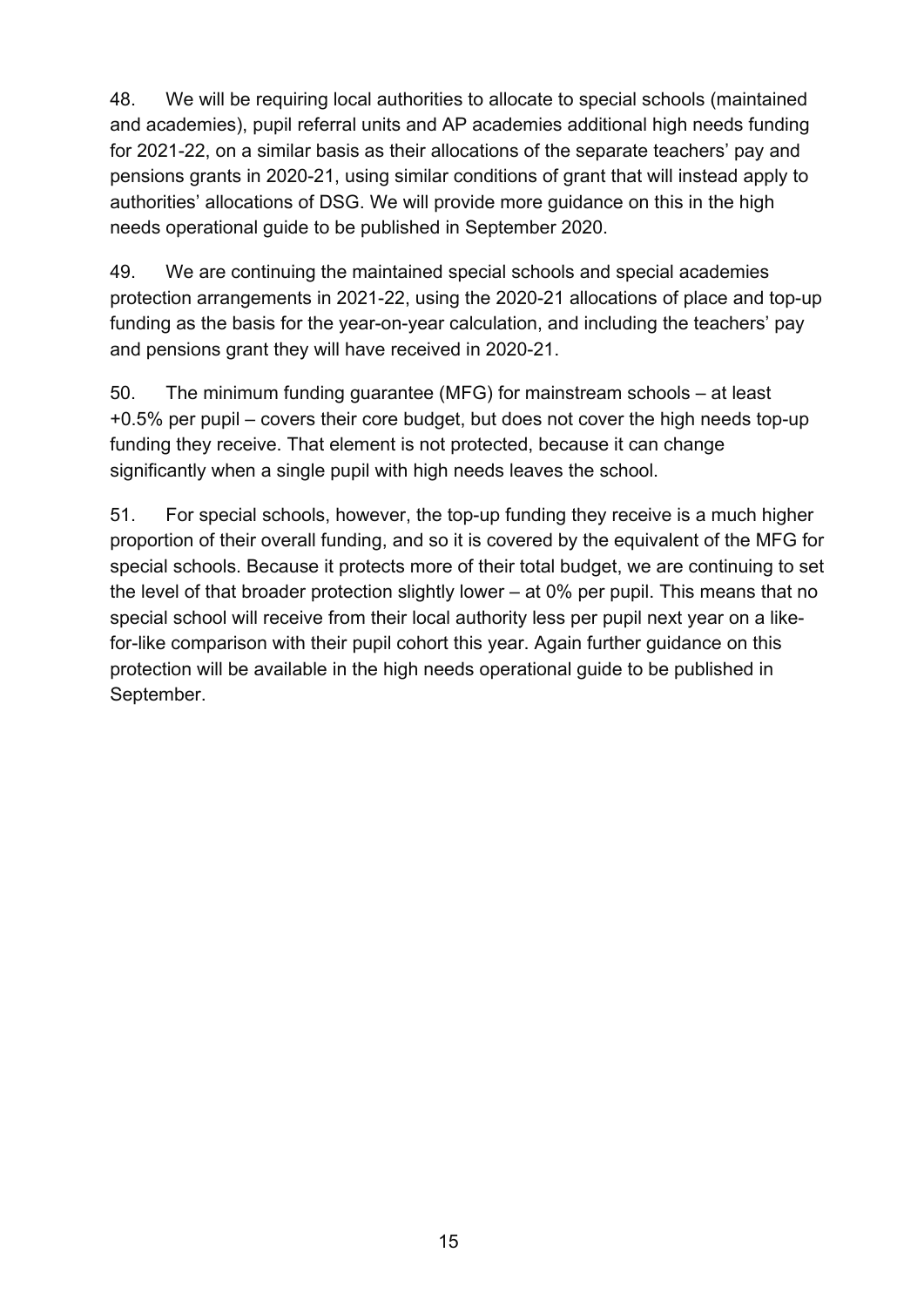48. We will be requiring local authorities to allocate to special schools (maintained and academies), pupil referral units and AP academies additional high needs funding for 2021-22, on a similar basis as their allocations of the separate teachers' pay and pensions grants in 2020-21, using similar conditions of grant that will instead apply to authorities' allocations of DSG. We will provide more guidance on this in the high needs operational guide to be published in September 2020.

49. We are continuing the maintained special schools and special academies protection arrangements in 2021-22, using the 2020-21 allocations of place and top-up funding as the basis for the year-on-year calculation, and including the teachers' pay and pensions grant they will have received in 2020-21.

50. The minimum funding guarantee (MFG) for mainstream schools – at least +0.5% per pupil – covers their core budget, but does not cover the high needs top-up funding they receive. That element is not protected, because it can change significantly when a single pupil with high needs leaves the school.

51. For special schools, however, the top-up funding they receive is a much higher proportion of their overall funding, and so it is covered by the equivalent of the MFG for special schools. Because it protects more of their total budget, we are continuing to set the level of that broader protection slightly lower – at 0% per pupil. This means that no special school will receive from their local authority less per pupil next year on a like-for-like comparison with their pupil cohort this year. Again further guidance on this protection will be available in the high needs operational guide to be published in September.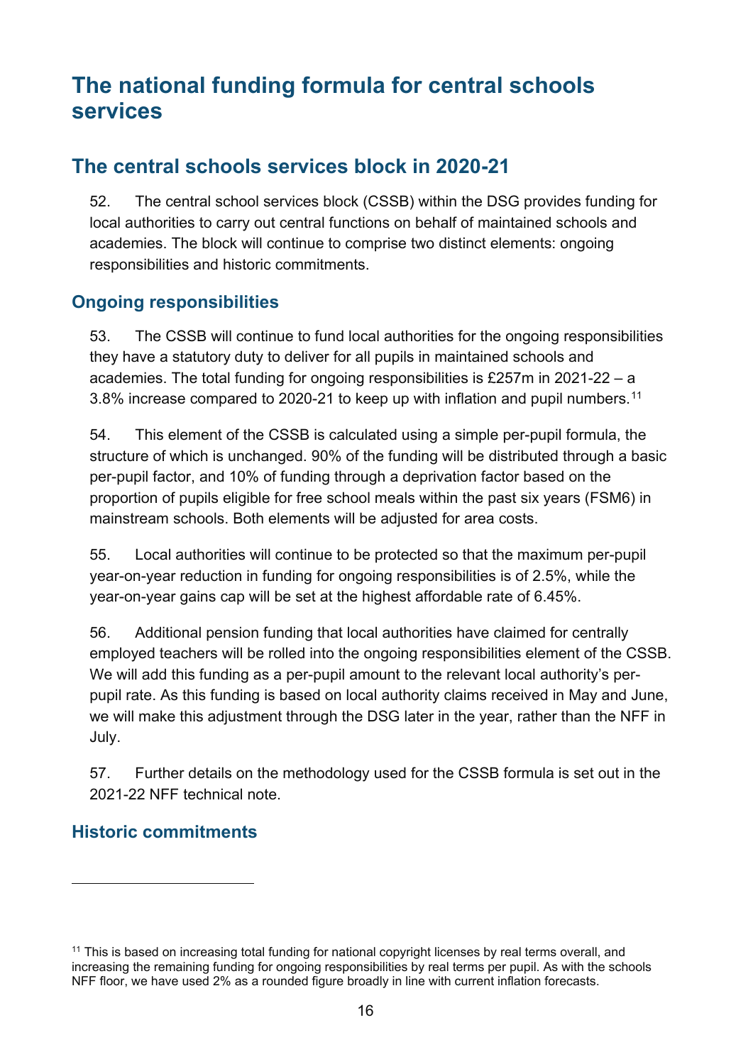# The national funding formula for central schools services

## The central schools services block in 2020-21

52. The central school services block (CSSB) within the DSG provides funding for local authorities to carry out central functions on behalf of maintained schools and academies. The block will continue to comprise two distinct elements: ongoing responsibilities and historic commitments.

### Ongoing responsibilities

53. The CSSB will continue to fund local authorities for the ongoing responsibilities they have a statutory duty to deliver for all pupils in maintained schools and academies. The total funding for ongoing responsibilities is £257m in 2021-22 – a 3.8% increase compared to 2020-21 to keep up with inflation and pupil numbers.[11]

54. This element of the CSSB is calculated using a simple per-pupil formula, the structure of which is unchanged. 90% of the funding will be distributed through a basic per-pupil factor, and 10% of funding through a deprivation factor based on the proportion of pupils eligible for free school meals within the past six years (FSM6) in mainstream schools. Both elements will be adjusted for area costs.

55. Local authorities will continue to be protected so that the maximum per-pupil year-on-year reduction in funding for ongoing responsibilities is of 2.5%, while the year-on-year gains cap will be set at the highest affordable rate of 6.45%.

56. Additional pension funding that local authorities have claimed for centrally employed teachers will be rolled into the ongoing responsibilities element of the CSSB. We will add this funding as a per-pupil amount to the relevant local authority's per-pupil rate. As this funding is based on local authority claims received in May and June, we will make this adjustment through the DSG later in the year, rather than the NFF in July.

57. Further details on the methodology used for the CSSB formula is set out in the 2021-22 NFF technical note.

### Historic commitments

[11] This is based on increasing total funding for national copyright licenses by real terms overall, and increasing the remaining funding for ongoing responsibilities by real terms per pupil. As with the schools NFF floor, we have used 2% as a rounded figure broadly in line with current inflation forecasts.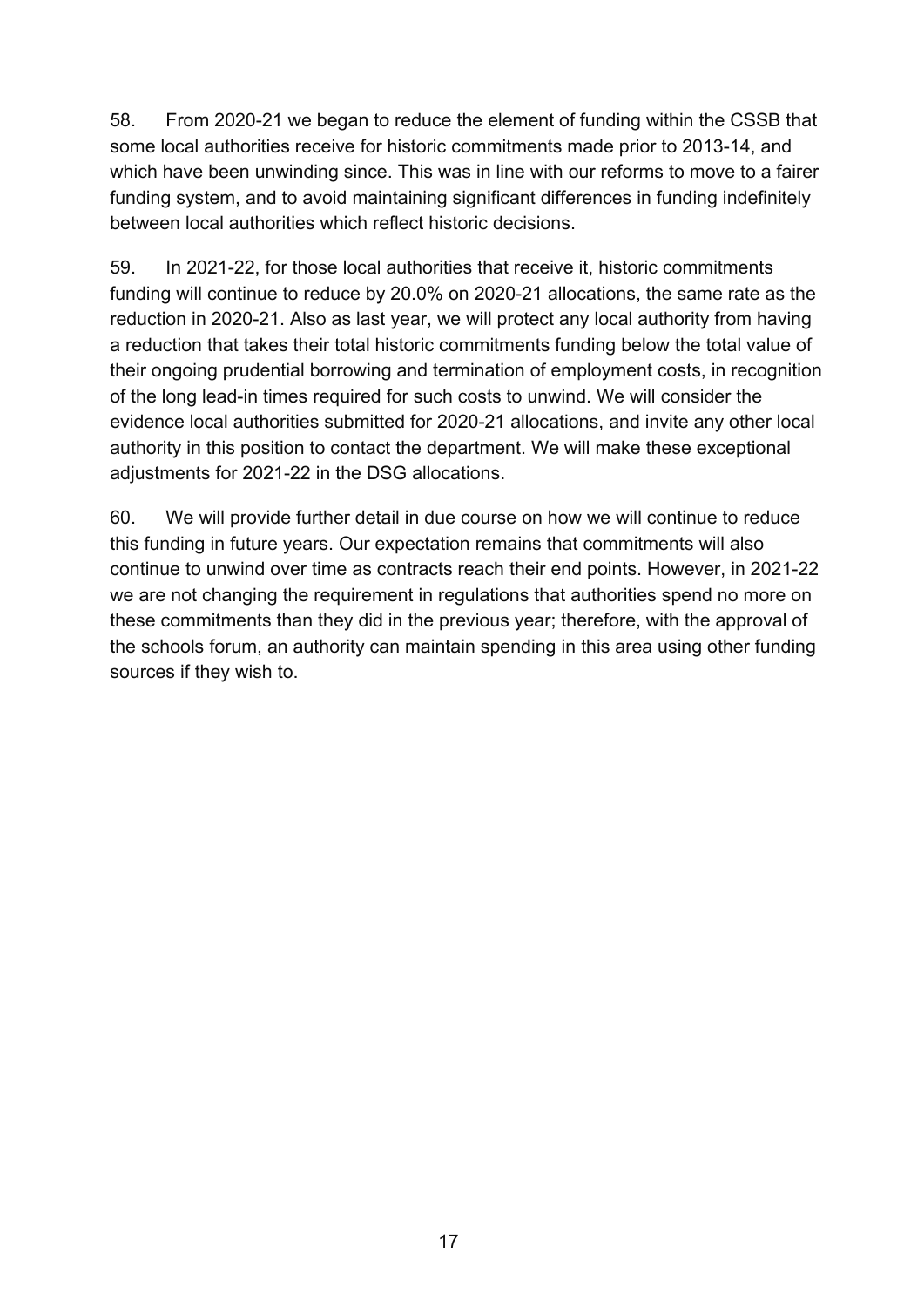58. From 2020-21 we began to reduce the element of funding within the CSSB that some local authorities receive for historic commitments made prior to 2013-14, and which have been unwinding since. This was in line with our reforms to move to a fairer funding system, and to avoid maintaining significant differences in funding indefinitely between local authorities which reflect historic decisions.

59. In 2021-22, for those local authorities that receive it, historic commitments funding will continue to reduce by 20.0% on 2020-21 allocations, the same rate as the reduction in 2020-21. Also as last year, we will protect any local authority from having a reduction that takes their total historic commitments funding below the total value of their ongoing prudential borrowing and termination of employment costs, in recognition of the long lead-in times required for such costs to unwind. We will consider the evidence local authorities submitted for 2020-21 allocations, and invite any other local authority in this position to contact the department. We will make these exceptional adjustments for 2021-22 in the DSG allocations.

60. We will provide further detail in due course on how we will continue to reduce this funding in future years. Our expectation remains that commitments will also continue to unwind over time as contracts reach their end points. However, in 2021-22 we are not changing the requirement in regulations that authorities spend no more on these commitments than they did in the previous year; therefore, with the approval of the schools forum, an authority can maintain spending in this area using other funding sources if they wish to.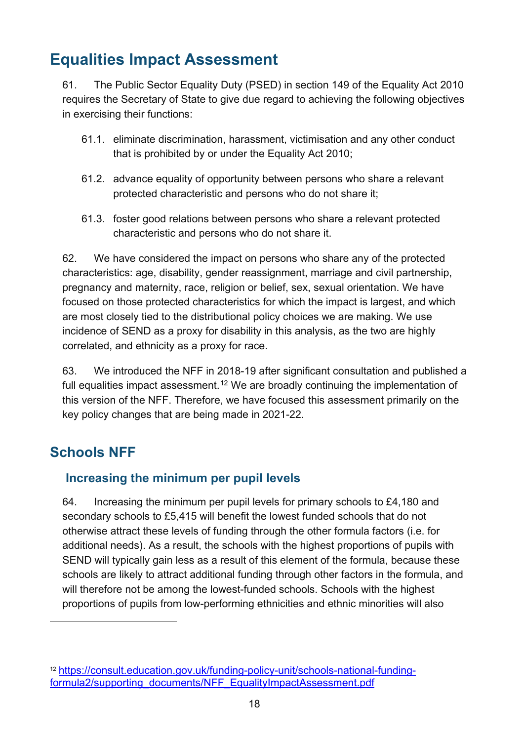## Equalities Impact Assessment

61. The Public Sector Equality Duty (PSED) in section 149 of the Equality Act 2010 requires the Secretary of State to give due regard to achieving the following objectives in exercising their functions:

61.1. eliminate discrimination, harassment, victimisation and any other conduct that is prohibited by or under the Equality Act 2010;

61.2. advance equality of opportunity between persons who share a relevant protected characteristic and persons who do not share it;

61.3. foster good relations between persons who share a relevant protected characteristic and persons who do not share it.

62. We have considered the impact on persons who share any of the protected characteristics: age, disability, gender reassignment, marriage and civil partnership, pregnancy and maternity, race, religion or belief, sex, sexual orientation. We have focused on those protected characteristics for which the impact is largest, and which are most closely tied to the distributional policy choices we are making. We use incidence of SEND as a proxy for disability in this analysis, as the two are highly correlated, and ethnicity as a proxy for race.

63. We introduced the NFF in 2018-19 after significant consultation and published a full equalities impact assessment.[12] We are broadly continuing the implementation of this version of the NFF. Therefore, we have focused this assessment primarily on the key policy changes that are being made in 2021-22.

## Schools NFF

### Increasing the minimum per pupil levels

64. Increasing the minimum per pupil levels for primary schools to £4,180 and secondary schools to £5,415 will benefit the lowest funded schools that do not otherwise attract these levels of funding through the other formula factors (i.e. for additional needs). As a result, the schools with the highest proportions of pupils with SEND will typically gain less as a result of this element of the formula, because these schools are likely to attract additional funding through other factors in the formula, and will therefore not be among the lowest-funded schools. Schools with the highest proportions of pupils from low-performing ethnicities and ethnic minorities will also

[12] https://consult.education.gov.uk/funding-policy-unit/schools-national-funding-formula2/supporting_documents/NFF_EqualityImpactAssessment.pdf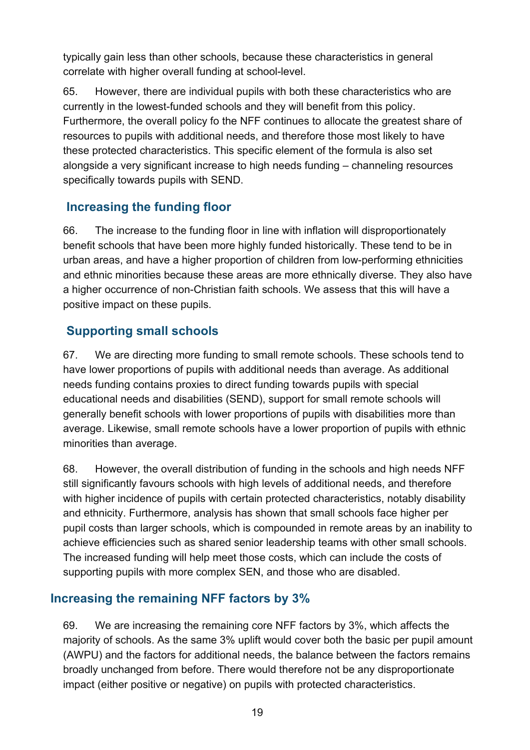typically gain less than other schools, because these characteristics in general correlate with higher overall funding at school-level.

65. However, there are individual pupils with both these characteristics who are currently in the lowest-funded schools and they will benefit from this policy. Furthermore, the overall policy fo the NFF continues to allocate the greatest share of resources to pupils with additional needs, and therefore those most likely to have these protected characteristics. This specific element of the formula is also set alongside a very significant increase to high needs funding – channeling resources specifically towards pupils with SEND.

### Increasing the funding floor

66. The increase to the funding floor in line with inflation will disproportionately benefit schools that have been more highly funded historically. These tend to be in urban areas, and have a higher proportion of children from low-performing ethnicities and ethnic minorities because these areas are more ethnically diverse. They also have a higher occurrence of non-Christian faith schools. We assess that this will have a positive impact on these pupils.

### Supporting small schools

67. We are directing more funding to small remote schools. These schools tend to have lower proportions of pupils with additional needs than average. As additional needs funding contains proxies to direct funding towards pupils with special educational needs and disabilities (SEND), support for small remote schools will generally benefit schools with lower proportions of pupils with disabilities more than average. Likewise, small remote schools have a lower proportion of pupils with ethnic minorities than average.

68. However, the overall distribution of funding in the schools and high needs NFF still significantly favours schools with high levels of additional needs, and therefore with higher incidence of pupils with certain protected characteristics, notably disability and ethnicity. Furthermore, analysis has shown that small schools face higher per pupil costs than larger schools, which is compounded in remote areas by an inability to achieve efficiencies such as shared senior leadership teams with other small schools. The increased funding will help meet those costs, which can include the costs of supporting pupils with more complex SEN, and those who are disabled.

## Increasing the remaining NFF factors by 3%

69. We are increasing the remaining core NFF factors by 3%, which affects the majority of schools. As the same 3% uplift would cover both the basic per pupil amount (AWPU) and the factors for additional needs, the balance between the factors remains broadly unchanged from before. There would therefore not be any disproportionate impact (either positive or negative) on pupils with protected characteristics.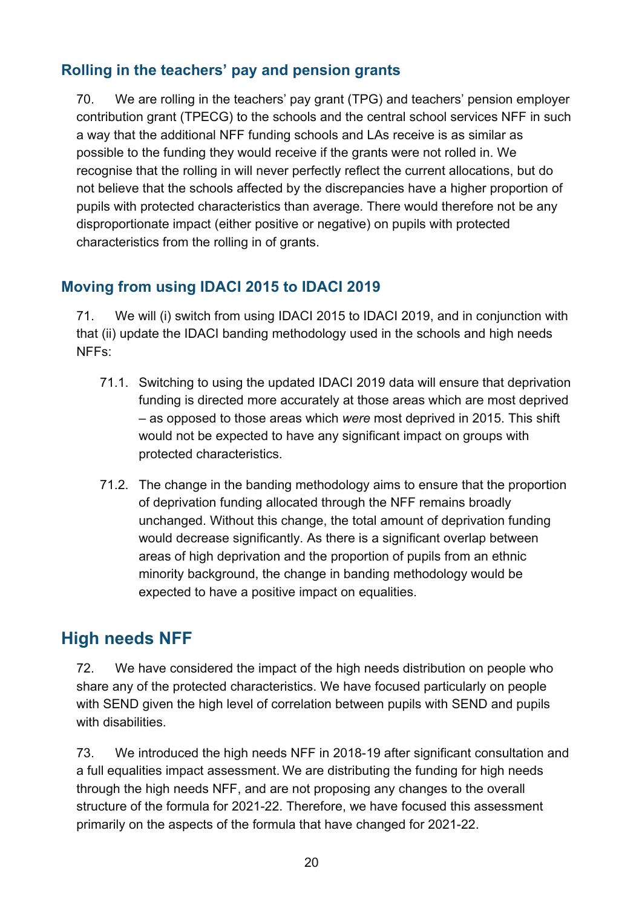### Rolling in the teachers' pay and pension grants

70. We are rolling in the teachers' pay grant (TPG) and teachers' pension employer contribution grant (TPECG) to the schools and the central school services NFF in such a way that the additional NFF funding schools and LAs receive is as similar as possible to the funding they would receive if the grants were not rolled in. We recognise that the rolling in will never perfectly reflect the current allocations, but do not believe that the schools affected by the discrepancies have a higher proportion of pupils with protected characteristics than average. There would therefore not be any disproportionate impact (either positive or negative) on pupils with protected characteristics from the rolling in of grants.

### Moving from using IDACI 2015 to IDACI 2019

71. We will (i) switch from using IDACI 2015 to IDACI 2019, and in conjunction with that (ii) update the IDACI banding methodology used in the schools and high needs NFFs:

71.1. Switching to using the updated IDACI 2019 data will ensure that deprivation funding is directed more accurately at those areas which are most deprived – as opposed to those areas which *were* most deprived in 2015. This shift would not be expected to have any significant impact on groups with protected characteristics.

71.2. The change in the banding methodology aims to ensure that the proportion of deprivation funding allocated through the NFF remains broadly unchanged. Without this change, the total amount of deprivation funding would decrease significantly. As there is a significant overlap between areas of high deprivation and the proportion of pupils from an ethnic minority background, the change in banding methodology would be expected to have a positive impact on equalities.

## High needs NFF

72. We have considered the impact of the high needs distribution on people who share any of the protected characteristics. We have focused particularly on people with SEND given the high level of correlation between pupils with SEND and pupils with disabilities.

73. We introduced the high needs NFF in 2018-19 after significant consultation and a full equalities impact assessment. We are distributing the funding for high needs through the high needs NFF, and are not proposing any changes to the overall structure of the formula for 2021-22. Therefore, we have focused this assessment primarily on the aspects of the formula that have changed for 2021-22.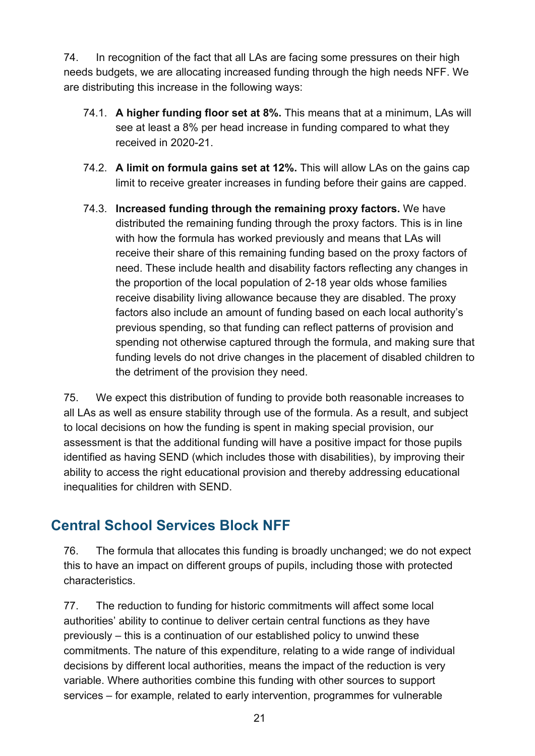74. In recognition of the fact that all LAs are facing some pressures on their high needs budgets, we are allocating increased funding through the high needs NFF. We are distributing this increase in the following ways:

74.1. **A higher funding floor set at 8%.** This means that at a minimum, LAs will see at least a 8% per head increase in funding compared to what they received in 2020-21.

74.2. **A limit on formula gains set at 12%.** This will allow LAs on the gains cap limit to receive greater increases in funding before their gains are capped.

74.3. **Increased funding through the remaining proxy factors.** We have distributed the remaining funding through the proxy factors. This is in line with how the formula has worked previously and means that LAs will receive their share of this remaining funding based on the proxy factors of need. These include health and disability factors reflecting any changes in the proportion of the local population of 2-18 year olds whose families receive disability living allowance because they are disabled. The proxy factors also include an amount of funding based on each local authority's previous spending, so that funding can reflect patterns of provision and spending not otherwise captured through the formula, and making sure that funding levels do not drive changes in the placement of disabled children to the detriment of the provision they need.

75. We expect this distribution of funding to provide both reasonable increases to all LAs as well as ensure stability through use of the formula. As a result, and subject to local decisions on how the funding is spent in making special provision, our assessment is that the additional funding will have a positive impact for those pupils identified as having SEND (which includes those with disabilities), by improving their ability to access the right educational provision and thereby addressing educational inequalities for children with SEND.

## Central School Services Block NFF

76. The formula that allocates this funding is broadly unchanged; we do not expect this to have an impact on different groups of pupils, including those with protected characteristics.

77. The reduction to funding for historic commitments will affect some local authorities' ability to continue to deliver certain central functions as they have previously – this is a continuation of our established policy to unwind these commitments. The nature of this expenditure, relating to a wide range of individual decisions by different local authorities, means the impact of the reduction is very variable. Where authorities combine this funding with other sources to support services – for example, related to early intervention, programmes for vulnerable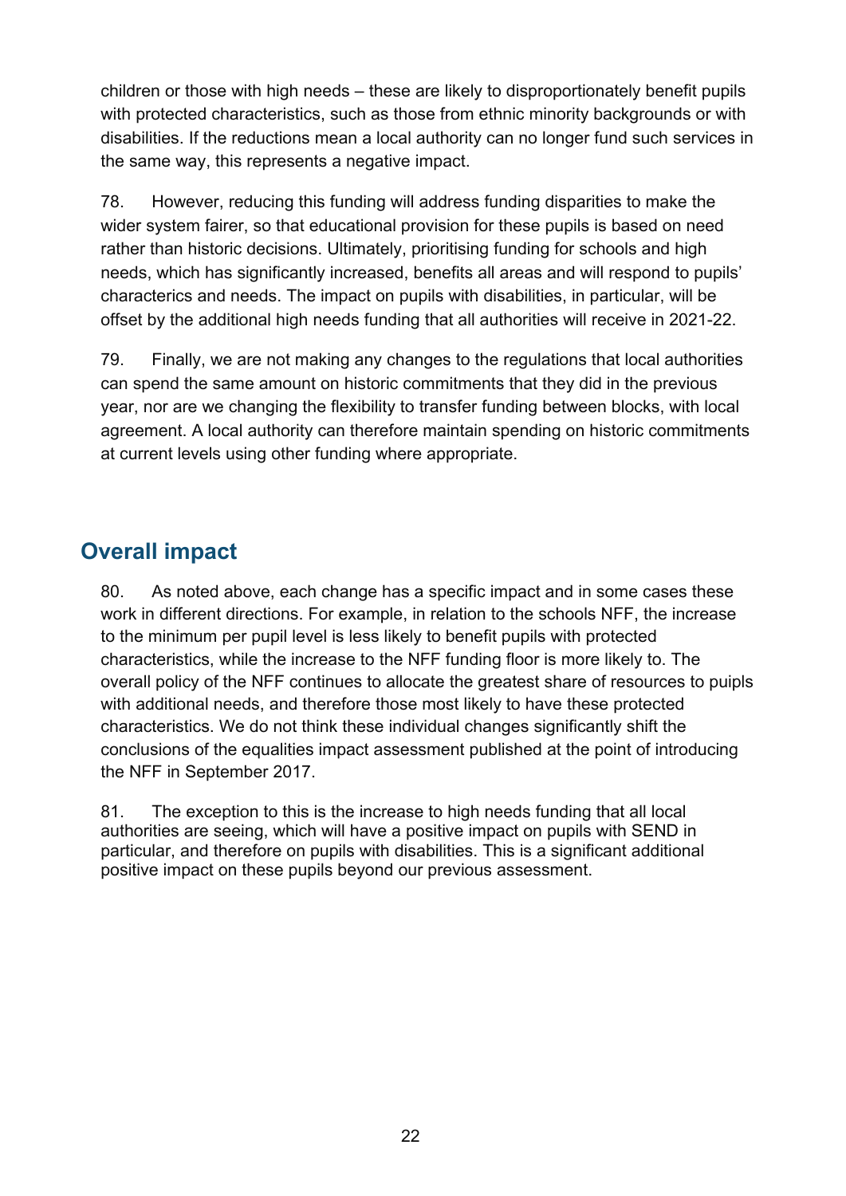children or those with high needs – these are likely to disproportionately benefit pupils with protected characteristics, such as those from ethnic minority backgrounds or with disabilities. If the reductions mean a local authority can no longer fund such services in the same way, this represents a negative impact.

78. However, reducing this funding will address funding disparities to make the wider system fairer, so that educational provision for these pupils is based on need rather than historic decisions. Ultimately, prioritising funding for schools and high needs, which has significantly increased, benefits all areas and will respond to pupils' characterics and needs. The impact on pupils with disabilities, in particular, will be offset by the additional high needs funding that all authorities will receive in 2021-22.

79. Finally, we are not making any changes to the regulations that local authorities can spend the same amount on historic commitments that they did in the previous year, nor are we changing the flexibility to transfer funding between blocks, with local agreement. A local authority can therefore maintain spending on historic commitments at current levels using other funding where appropriate.

## Overall impact

80. As noted above, each change has a specific impact and in some cases these work in different directions. For example, in relation to the schools NFF, the increase to the minimum per pupil level is less likely to benefit pupils with protected characteristics, while the increase to the NFF funding floor is more likely to. The overall policy of the NFF continues to allocate the greatest share of resources to puipls with additional needs, and therefore those most likely to have these protected characteristics. We do not think these individual changes significantly shift the conclusions of the equalities impact assessment published at the point of introducing the NFF in September 2017.

81. The exception to this is the increase to high needs funding that all local authorities are seeing, which will have a positive impact on pupils with SEND in particular, and therefore on pupils with disabilities. This is a significant additional positive impact on these pupils beyond our previous assessment.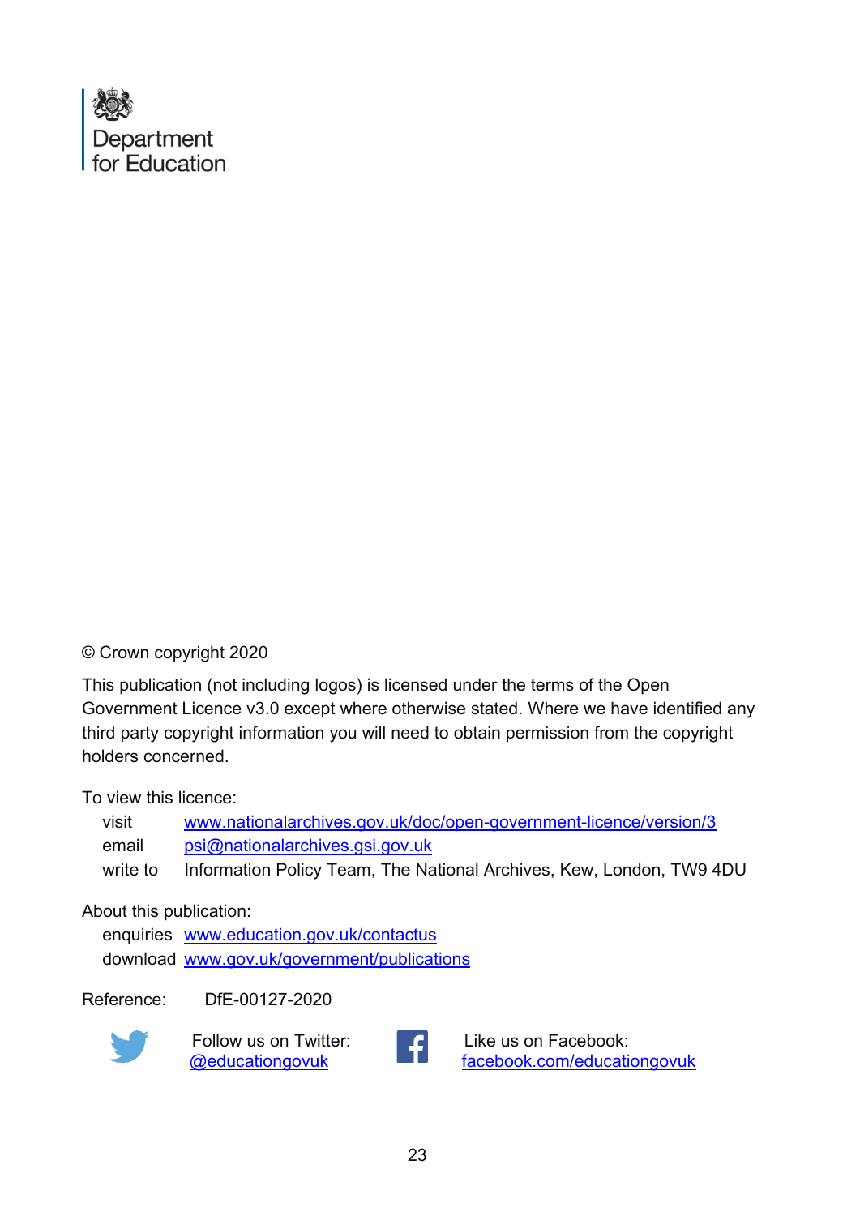Department for Education

© Crown copyright 2020

This publication (not including logos) is licensed under the terms of the Open Government Licence v3.0 except where otherwise stated. Where we have identified any third party copyright information you will need to obtain permission from the copyright holders concerned.

To view this licence:

visit www.nationalarchives.gov.uk/doc/open-government-licence/version/3
email psi@nationalarchives.gsi.gov.uk
write to Information Policy Team, The National Archives, Kew, London, TW9 4DU

About this publication:

enquiries www.education.gov.uk/contactus
download www.gov.uk/government/publications

Reference: DfE-00127-2020

Follow us on Twitter: @educationgovuk

Like us on Facebook: facebook.com/educationgovuk